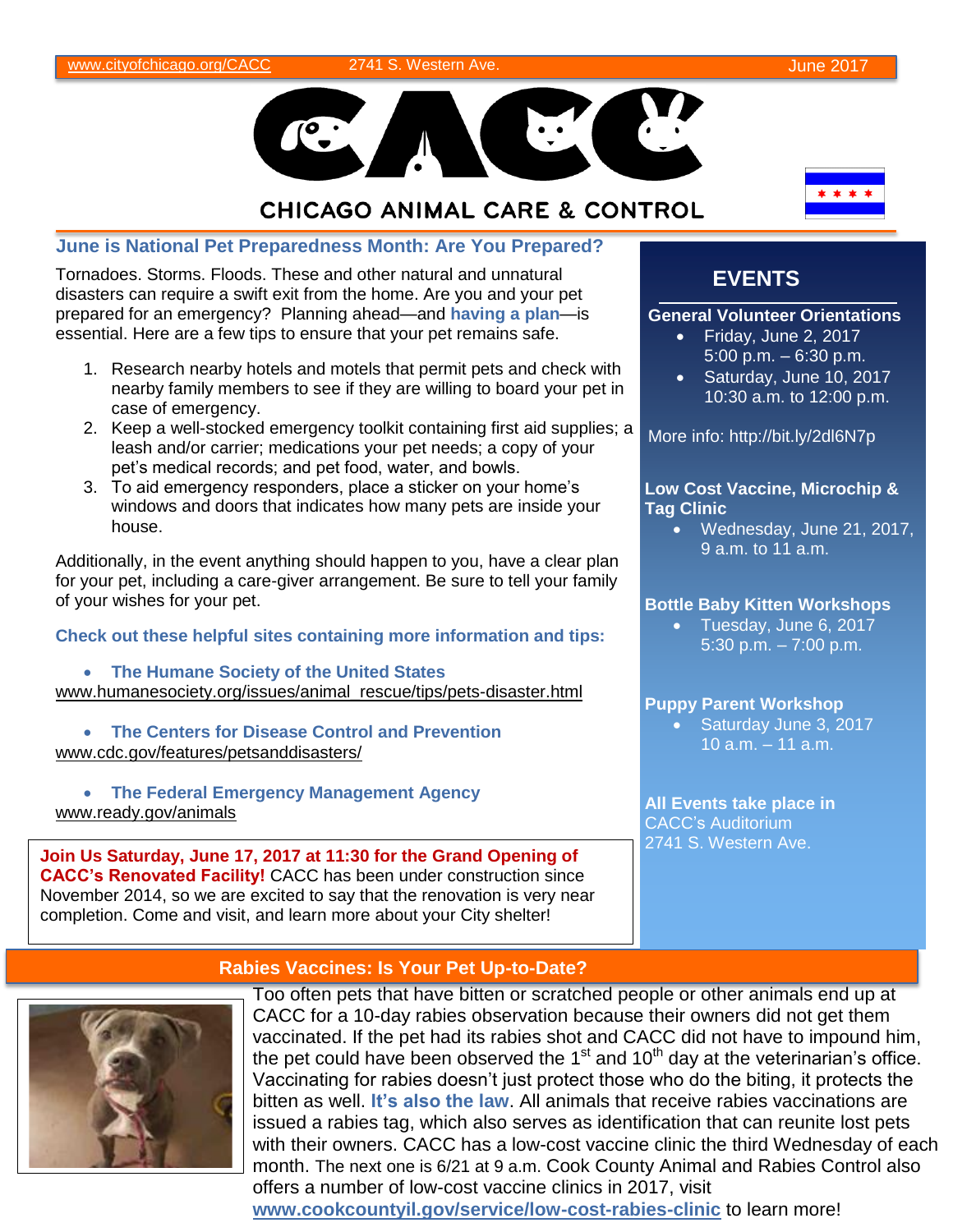www.cityofchicago.org/CACC 2741 S. Western Ave. June 2017

# CHICAGO ANIMAL CARE & CONTROL

## June is National Pet Preparedness Month: Are You Prepared?

Tornadoes. Storms. Floods. These and other natural and unnatural disasters can require a swift exit from the home. Are you and your pet prepared for an emergency? Planning ahead—and **having a plan**—is essential. Here are a few tips to ensure that your pet remains safe.

1. Research nearby hotels and motels that permit pets and check with nearby family members to see if they are willing to board your pet in case of emergency.
2. Keep a well-stocked emergency toolkit containing first aid supplies; a leash and/or carrier; medications your pet needs; a copy of your pet's medical records; and pet food, water, and bowls.
3. To aid emergency responders, place a sticker on your home's windows and doors that indicates how many pets are inside your house.

Additionally, in the event anything should happen to you, have a clear plan for your pet, including a care-giver arrangement. Be sure to tell your family of your wishes for your pet.

**Check out these helpful sites containing more information and tips:**

- **The Humane Society of the United States**
  www.humanesociety.org/issues/animal_rescue/tips/pets-disaster.html
- **The Centers for Disease Control and Prevention**
  www.cdc.gov/features/petsanddisasters/
- **The Federal Emergency Management Agency**
  www.ready.gov/animals

**Join Us Saturday, June 17, 2017 at 11:30 for the Grand Opening of CACC's Renovated Facility!** CACC has been under construction since November 2014, so we are excited to say that the renovation is very near completion. Come and visit, and learn more about your City shelter!

## EVENTS

**General Volunteer Orientations**

- Friday, June 2, 2017
  5:00 p.m. – 6:30 p.m.
- Saturday, June 10, 2017
  10:30 a.m. to 12:00 p.m.

More info: http://bit.ly/2dl6N7p

**Low Cost Vaccine, Microchip & Tag Clinic**

- Wednesday, June 21, 2017,
  9 a.m. to 11 a.m.

**Bottle Baby Kitten Workshops**

- Tuesday, June 6, 2017
  5:30 p.m. – 7:00 p.m.

**Puppy Parent Workshop**

- Saturday June 3, 2017
  10 a.m. – 11 a.m.

**All Events take place in**
CACC's Auditorium
2741 S. Western Ave.

## Rabies Vaccines: Is Your Pet Up-to-Date?

Too often pets that have bitten or scratched people or other animals end up at CACC for a 10-day rabies observation because their owners did not get them vaccinated. If the pet had its rabies shot and CACC did not have to impound him, the pet could have been observed the 1st and 10th day at the veterinarian's office. Vaccinating for rabies doesn't just protect those who do the biting, it protects the bitten as well. **It's also the law**. All animals that receive rabies vaccinations are issued a rabies tag, which also serves as identification that can reunite lost pets with their owners. CACC has a low-cost vaccine clinic the third Wednesday of each month. The next one is 6/21 at 9 a.m. Cook County Animal and Rabies Control also offers a number of low-cost vaccine clinics in 2017, visit **www.cookcountyil.gov/service/low-cost-rabies-clinic** to learn more!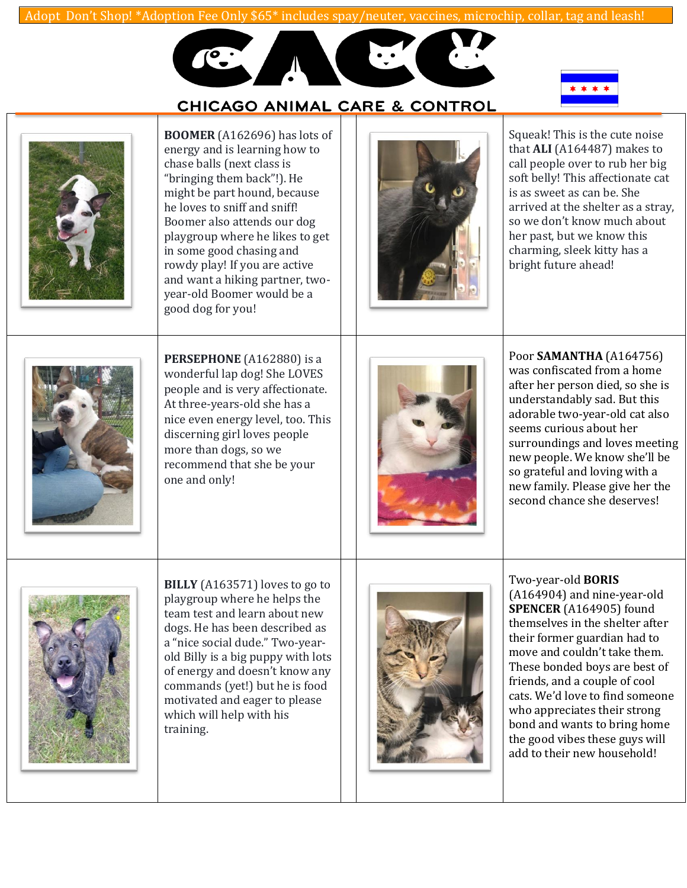Adopt Don't Shop! *Adoption Fee Only $65* includes spay/neuter, vaccines, microchip, collar, tag and leash!

CHICAGO ANIMAL CARE & CONTROL

**BOOMER** (A162696) has lots of energy and is learning how to chase balls (next class is "bringing them back"!). He might be part hound, because he loves to sniff and sniff! Boomer also attends our dog playgroup where he likes to get in some good chasing and rowdy play! If you are active and want a hiking partner, two-year-old Boomer would be a good dog for you!

Squeak! This is the cute noise that **ALI** (A164487) makes to call people over to rub her big soft belly! This affectionate cat is as sweet as can be. She arrived at the shelter as a stray, so we don't know much about her past, but we know this charming, sleek kitty has a bright future ahead!

**PERSEPHONE** (A162880) is a wonderful lap dog! She LOVES people and is very affectionate. At three-years-old she has a nice even energy level, too. This discerning girl loves people more than dogs, so we recommend that she be your one and only!

Poor **SAMANTHA** (A164756) was confiscated from a home after her person died, so she is understandably sad. But this adorable two-year-old cat also seems curious about her surroundings and loves meeting new people. We know she'll be so grateful and loving with a new family. Please give her the second chance she deserves!

**BILLY** (A163571) loves to go to playgroup where he helps the team test and learn about new dogs. He has been described as a "nice social dude." Two-year-old Billy is a big puppy with lots of energy and doesn't know any commands (yet!) but he is food motivated and eager to please which will help with his training.

Two-year-old **BORIS** (A164904) and nine-year-old **SPENCER** (A164905) found themselves in the shelter after their former guardian had to move and couldn't take them. These bonded boys are best of friends, and a couple of cool cats. We'd love to find someone who appreciates their strong bond and wants to bring home the good vibes these guys will add to their new household!